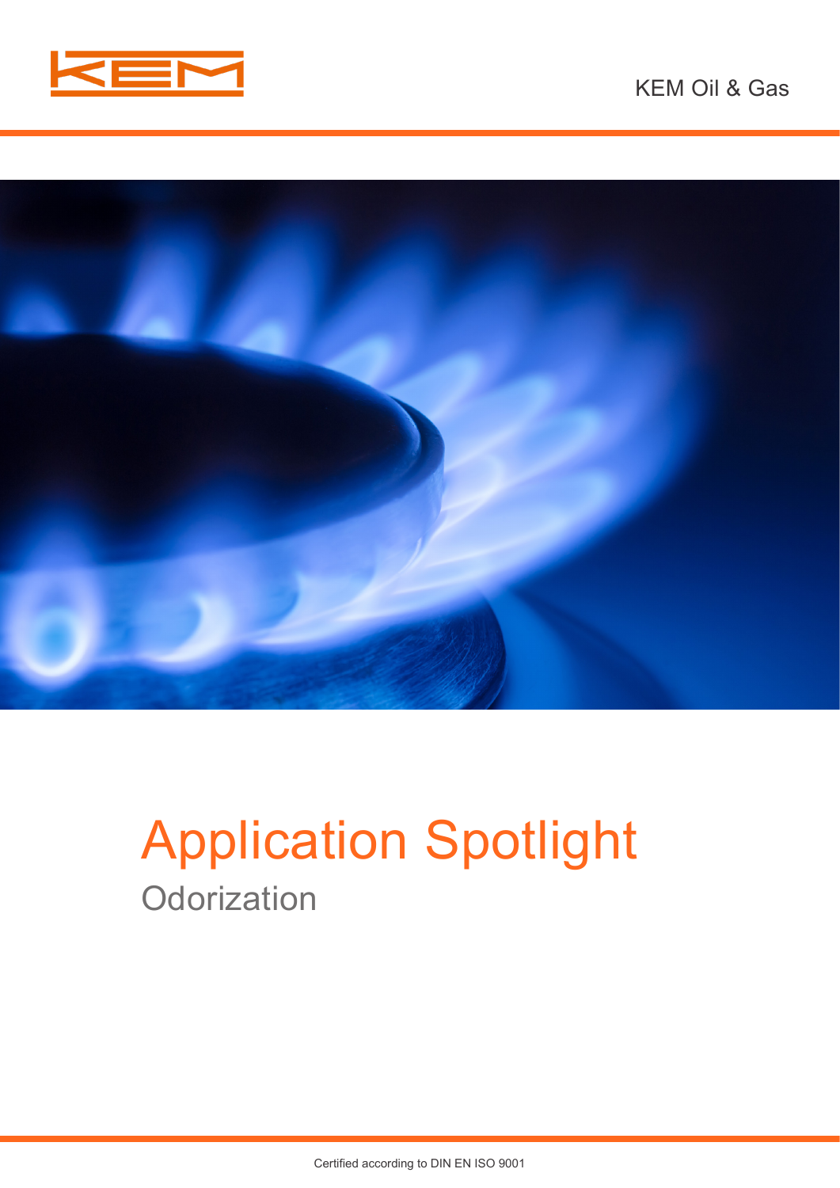KEM Oil & Gas

# Application Spotlight

## Odorization

Certified according to DIN EN ISO 9001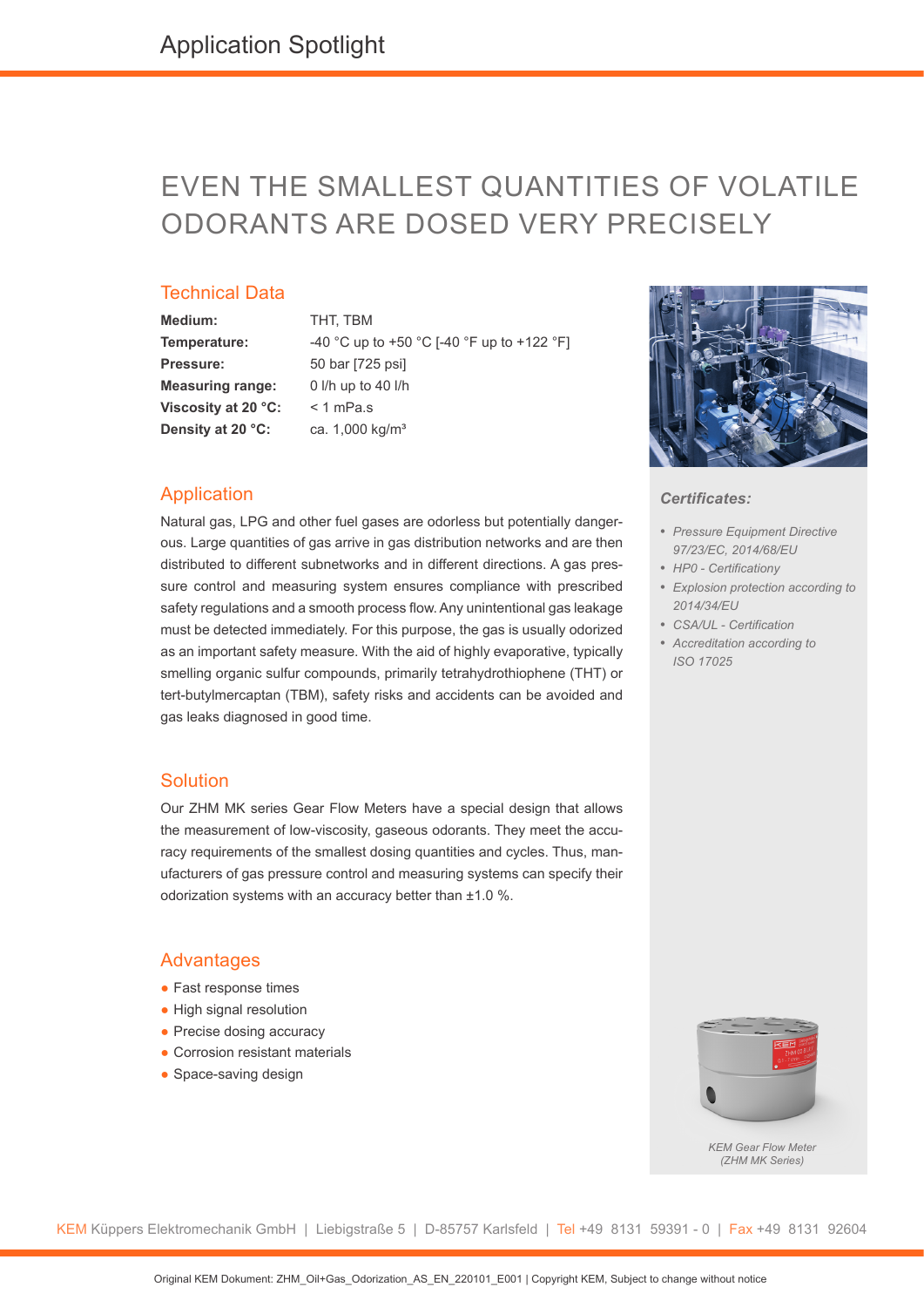# EVEN THE SMALLEST QUANTITIES OF VOLATILE ODORANTS ARE DOSED VERY PRECISELY

## Technical Data

| | |
|---|---|
| **Medium:** | THT, TBM |
| **Temperature:** | -40 °C up to +50 °C [-40 °F up to +122 °F] |
| **Pressure:** | 50 bar [725 psi] |
| **Measuring range:** | 0 l/h up to 40 l/h |
| **Viscosity at 20 °C:** | < 1 mPa.s |
| **Density at 20 °C:** | ca. 1,000 kg/m³ |

## Application

Natural gas, LPG and other fuel gases are odorless but potentially dangerous. Large quantities of gas arrive in gas distribution networks and are then distributed to different subnetworks and in different directions. A gas pressure control and measuring system ensures compliance with prescribed safety regulations and a smooth process flow. Any unintentional gas leakage must be detected immediately. For this purpose, the gas is usually odorized as an important safety measure. With the aid of highly evaporative, typically smelling organic sulfur compounds, primarily tetrahydrothiophene (THT) or tert-butylmercaptan (TBM), safety risks and accidents can be avoided and gas leaks diagnosed in good time.

## Solution

Our ZHM MK series Gear Flow Meters have a special design that allows the measurement of low-viscosity, gaseous odorants. They meet the accuracy requirements of the smallest dosing quantities and cycles. Thus, manufacturers of gas pressure control and measuring systems can specify their odorization systems with an accuracy better than ±1.0 %.

## Advantages

- Fast response times
- High signal resolution
- Precise dosing accuracy
- Corrosion resistant materials
- Space-saving design

### *Certificates:*

- *Pressure Equipment Directive 97/23/EC, 2014/68/EU*
- *HP0 - Certificationy*
- *Explosion protection according to 2014/34/EU*
- *CSA/UL - Certification*
- *Accreditation according to ISO 17025*

*KEM Gear Flow Meter (ZHM MK Series)*

KEM Küppers Elektromechanik GmbH | Liebigstraße 5 | D-85757 Karlsfeld | Tel +49 8131 59391 - 0 | Fax +49 8131 92604

Original KEM Dokument: ZHM_Oil+Gas_Odorization_AS_EN_220101_E001 | Copyright KEM, Subject to change without notice